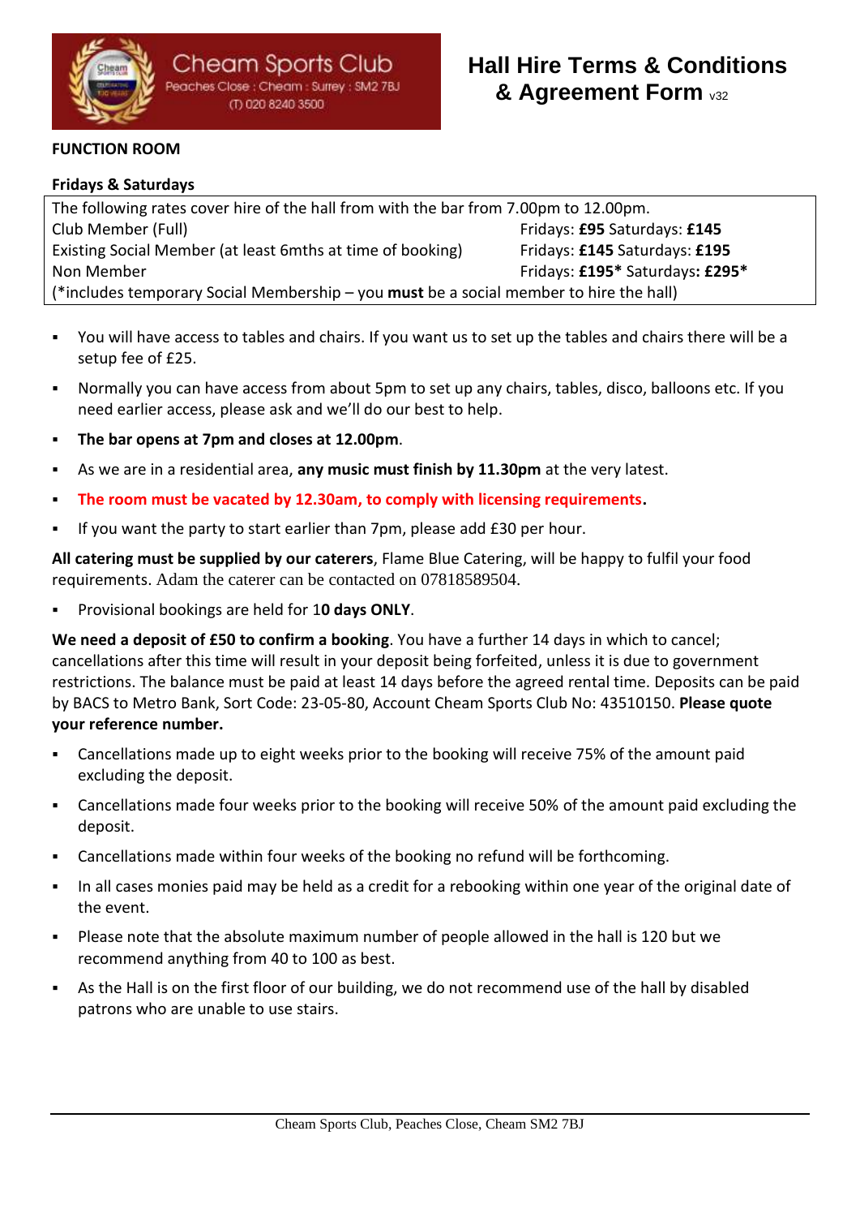Cheam Sports Club
Peaches Close : Cheam : Surrey : SM2 7BJ
(T) 020 8240 3500

# Hall Hire Terms & Conditions & Agreement Form v32

**FUNCTION ROOM**

**Fridays & Saturdays**

| The following rates cover hire of the hall from with the bar from 7.00pm to 12.00pm. | |
|---|---|
| Club Member (Full) | Fridays: **£95** Saturdays: **£145** |
| Existing Social Member (at least 6mths at time of booking) | Fridays: **£145** Saturdays: **£195** |
| Non Member | Fridays: **£195*** Saturdays**: £295*** |
| (*includes temporary Social Membership – you **must** be a social member to hire the hall) | |

- You will have access to tables and chairs. If you want us to set up the tables and chairs there will be a setup fee of £25.
- Normally you can have access from about 5pm to set up any chairs, tables, disco, balloons etc. If you need earlier access, please ask and we'll do our best to help.
- **The bar opens at 7pm and closes at 12.00pm**.
- As we are in a residential area, **any music must finish by 11.30pm** at the very latest.
- **The room must be vacated by 12.30am, to comply with licensing requirements.**
- If you want the party to start earlier than 7pm, please add £30 per hour.

**All catering must be supplied by our caterers**, Flame Blue Catering, will be happy to fulfil your food requirements. Adam the caterer can be contacted on 07818589504.

- Provisional bookings are held for 1**0 days ONLY**.

**We need a deposit of £50 to confirm a booking**. You have a further 14 days in which to cancel; cancellations after this time will result in your deposit being forfeited, unless it is due to government restrictions. The balance must be paid at least 14 days before the agreed rental time. Deposits can be paid by BACS to Metro Bank, Sort Code: 23-05-80, Account Cheam Sports Club No: 43510150. **Please quote your reference number.**

- Cancellations made up to eight weeks prior to the booking will receive 75% of the amount paid excluding the deposit.
- Cancellations made four weeks prior to the booking will receive 50% of the amount paid excluding the deposit.
- Cancellations made within four weeks of the booking no refund will be forthcoming.
- In all cases monies paid may be held as a credit for a rebooking within one year of the original date of the event.
- Please note that the absolute maximum number of people allowed in the hall is 120 but we recommend anything from 40 to 100 as best.
- As the Hall is on the first floor of our building, we do not recommend use of the hall by disabled patrons who are unable to use stairs.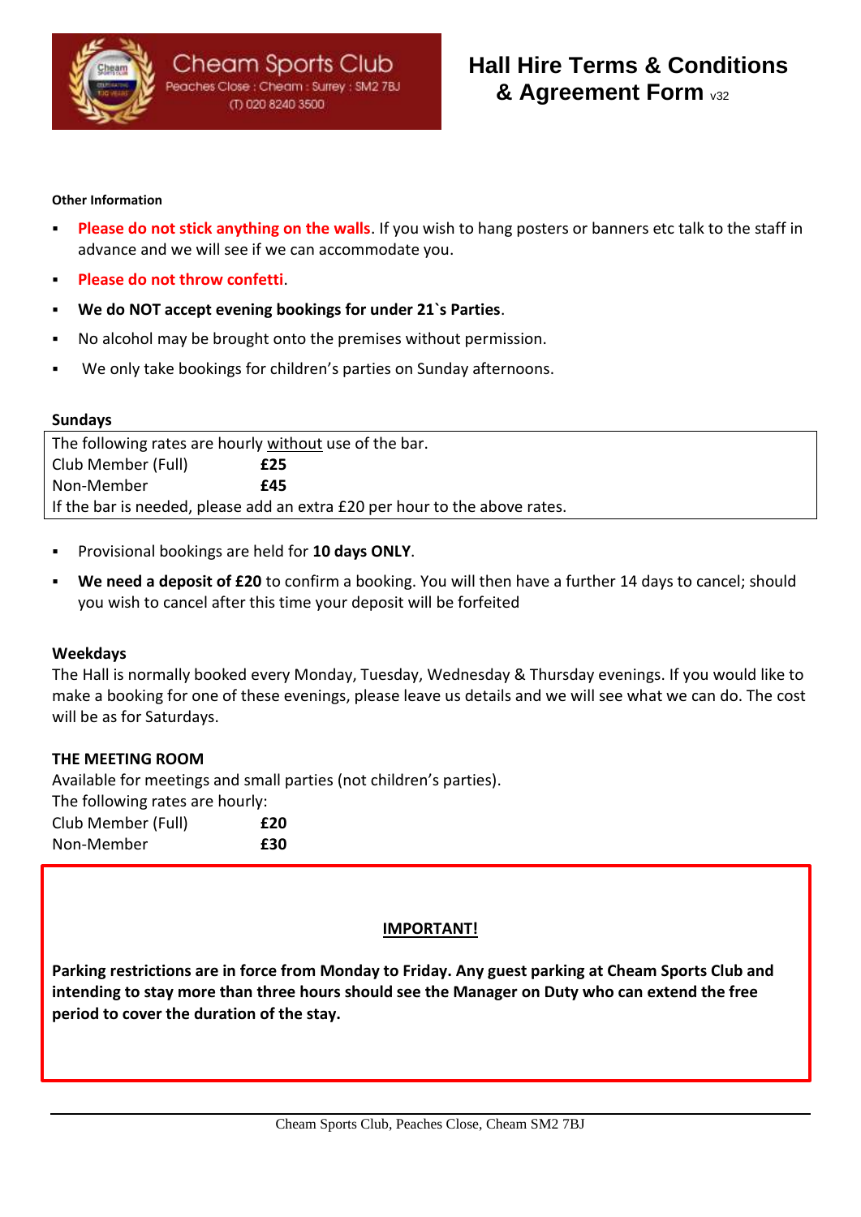**Other Information**

- **Please do not stick anything on the walls**. If you wish to hang posters or banners etc talk to the staff in advance and we will see if we can accommodate you.
- **Please do not throw confetti**.
- **We do NOT accept evening bookings for under 21`s Parties**.
- No alcohol may be brought onto the premises without permission.
- We only take bookings for children's parties on Sunday afternoons.

**Sundays**

| The following rates are hourly without use of the bar. | |
|---|---|
| Club Member (Full) | **£25** |
| Non-Member | **£45** |
| If the bar is needed, please add an extra £20 per hour to the above rates. | |

- Provisional bookings are held for **10 days ONLY**.
- **We need a deposit of £20** to confirm a booking. You will then have a further 14 days to cancel; should you wish to cancel after this time your deposit will be forfeited

**Weekdays**

The Hall is normally booked every Monday, Tuesday, Wednesday & Thursday evenings. If you would like to make a booking for one of these evenings, please leave us details and we will see what we can do. The cost will be as for Saturdays.

**THE MEETING ROOM**

Available for meetings and small parties (not children's parties).

The following rates are hourly:

| Club Member (Full) | **£20** |
|---|---|
| Non-Member | **£30** |

**IMPORTANT!**

**Parking restrictions are in force from Monday to Friday. Any guest parking at Cheam Sports Club and intending to stay more than three hours should see the Manager on Duty who can extend the free period to cover the duration of the stay.**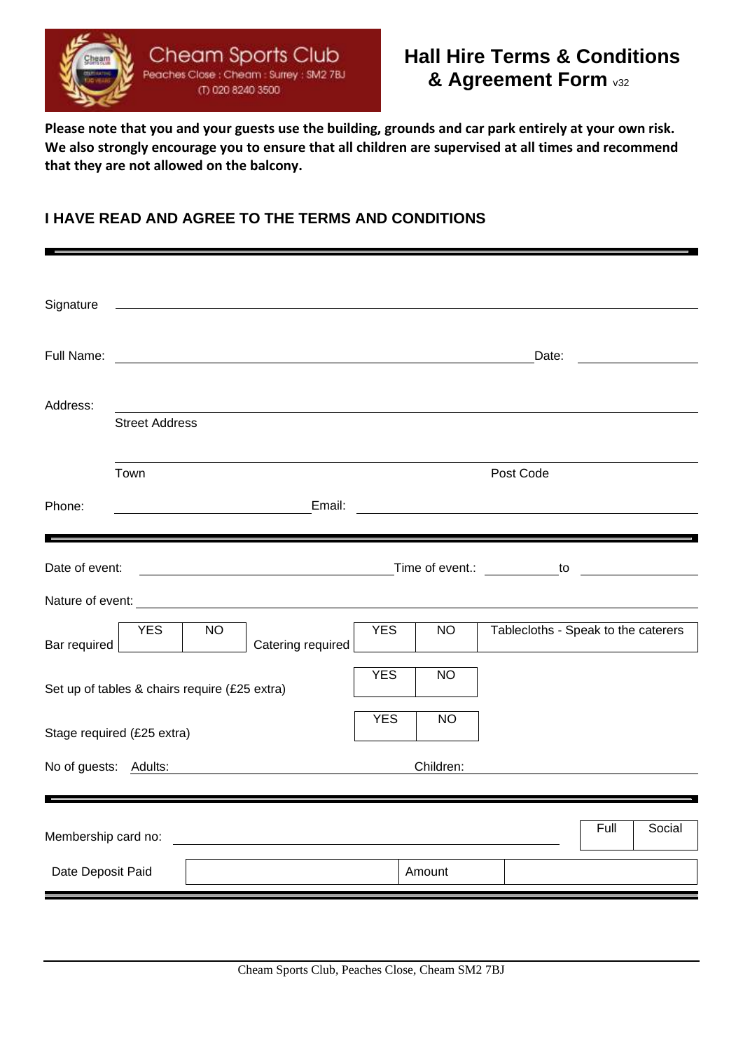Cheam Sports Club
Peaches Close : Cheam : Surrey : SM2 7BJ
(T) 020 8240 3500

# Hall Hire Terms & Conditions & Agreement Form v32

**Please note that you and your guests use the building, grounds and car park entirely at your own risk. We also strongly encourage you to ensure that all children are supervised at all times and recommend that they are not allowed on the balcony.**

## I HAVE READ AND AGREE TO THE TERMS AND CONDITIONS

---

Signature ______________________________

Full Name: ______________________________ Date: ______________

Address: ______________________________
Street Address

______________________________
Town Post Code

Phone: ______________ Email: ______________________________

---

Date of event: ______________ Time of event.: ________ to ________

Nature of event: ______________________________

| | | | | | | |
|---|---|---|---|---|---|---|
| Bar required | YES | NO | Catering required | YES | NO | Tablecloths - Speak to the caterers |

| | | |
|---|---|---|
| Set up of tables & chairs require (£25 extra) | YES | NO |
| Stage required (£25 extra) | YES | NO |

No of guests: Adults: ______________ Children: ______________

---

Membership card no: ______________________________ Full | Social

| | | | |
|---|---|---|---|
| Date Deposit Paid | | Amount | |

Cheam Sports Club, Peaches Close, Cheam SM2 7BJ